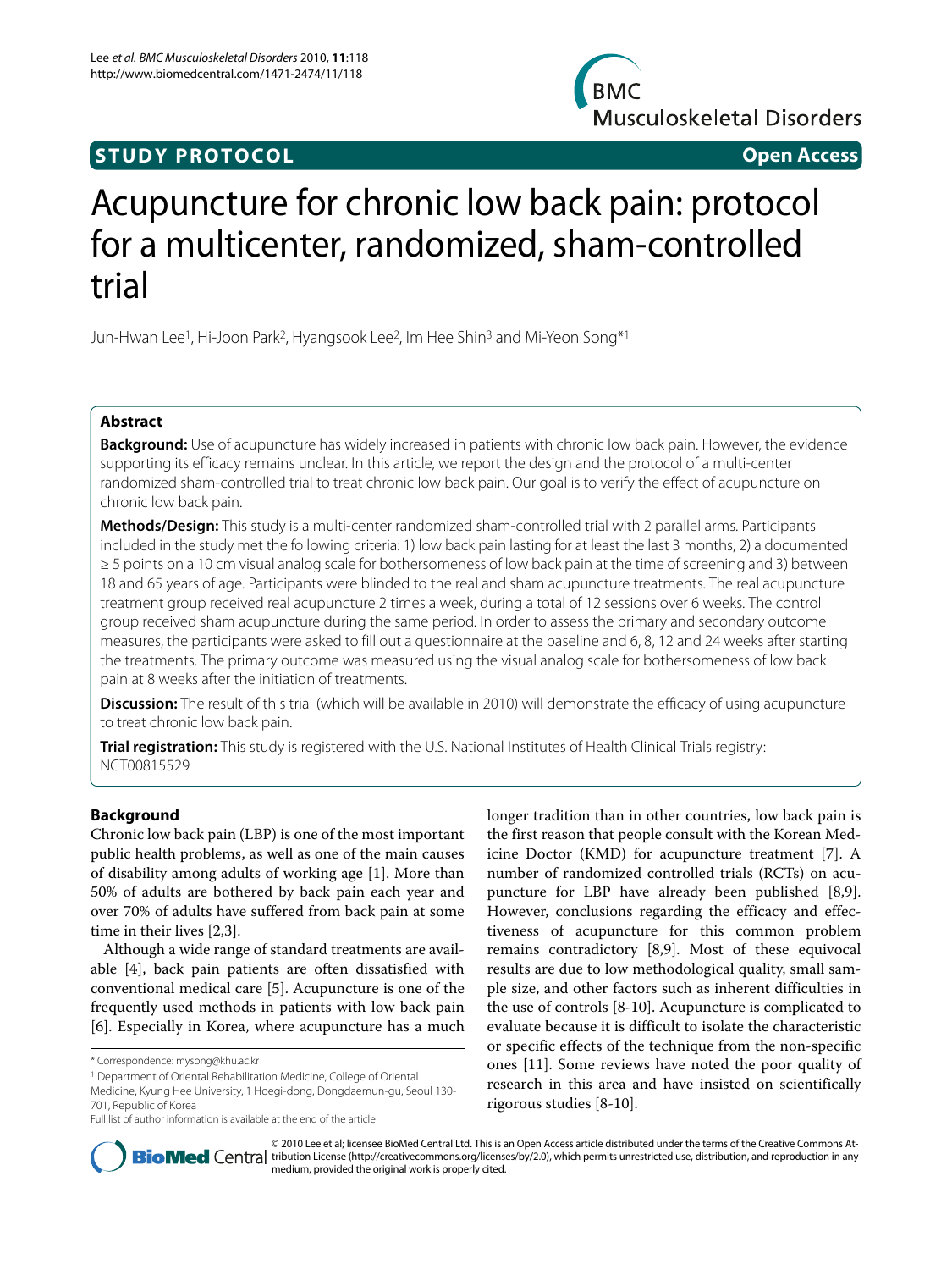**STUDY PROTOCOL** **Open Access**

# Acupuncture for chronic low back pain: protocol for a multicenter, randomized, sham-controlled trial

Jun-Hwan Lee[1], Hi-Joon Park[2], Hyangsook Lee[2], Im Hee Shin[3] and Mi-Yeon Song*[1]

## Abstract

**Background:** Use of acupuncture has widely increased in patients with chronic low back pain. However, the evidence supporting its efficacy remains unclear. In this article, we report the design and the protocol of a multi-center randomized sham-controlled trial to treat chronic low back pain. Our goal is to verify the effect of acupuncture on chronic low back pain.

**Methods/Design:** This study is a multi-center randomized sham-controlled trial with 2 parallel arms. Participants included in the study met the following criteria: 1) low back pain lasting for at least the last 3 months, 2) a documented ≥ 5 points on a 10 cm visual analog scale for bothersomeness of low back pain at the time of screening and 3) between 18 and 65 years of age. Participants were blinded to the real and sham acupuncture treatments. The real acupuncture treatment group received real acupuncture 2 times a week, during a total of 12 sessions over 6 weeks. The control group received sham acupuncture during the same period. In order to assess the primary and secondary outcome measures, the participants were asked to fill out a questionnaire at the baseline and 6, 8, 12 and 24 weeks after starting the treatments. The primary outcome was measured using the visual analog scale for bothersomeness of low back pain at 8 weeks after the initiation of treatments.

**Discussion:** The result of this trial (which will be available in 2010) will demonstrate the efficacy of using acupuncture to treat chronic low back pain.

**Trial registration:** This study is registered with the U.S. National Institutes of Health Clinical Trials registry: NCT00815529

## Background

Chronic low back pain (LBP) is one of the most important public health problems, as well as one of the main causes of disability among adults of working age [1]. More than 50% of adults are bothered by back pain each year and over 70% of adults have suffered from back pain at some time in their lives [2,3].

Although a wide range of standard treatments are available [4], back pain patients are often dissatisfied with conventional medical care [5]. Acupuncture is one of the frequently used methods in patients with low back pain [6]. Especially in Korea, where acupuncture has a much longer tradition than in other countries, low back pain is the first reason that people consult with the Korean Medicine Doctor (KMD) for acupuncture treatment [7]. A number of randomized controlled trials (RCTs) on acupuncture for LBP have already been published [8,9]. However, conclusions regarding the efficacy and effectiveness of acupuncture for this common problem remains contradictory [8,9]. Most of these equivocal results are due to low methodological quality, small sample size, and other factors such as inherent difficulties in the use of controls [8-10]. Acupuncture is complicated to evaluate because it is difficult to isolate the characteristic or specific effects of the technique from the non-specific ones [11]. Some reviews have noted the poor quality of research in this area and have insisted on scientifically rigorous studies [8-10].

* Correspondence: mysong@khu.ac.kr

[1] Department of Oriental Rehabilitation Medicine, College of Oriental Medicine, Kyung Hee University, 1 Hoegi-dong, Dongdaemun-gu, Seoul 130-701, Republic of Korea

Full list of author information is available at the end of the article

© 2010 Lee et al; licensee BioMed Central Ltd. This is an Open Access article distributed under the terms of the Creative Commons Attribution License (http://creativecommons.org/licenses/by/2.0), which permits unrestricted use, distribution, and reproduction in any medium, provided the original work is properly cited.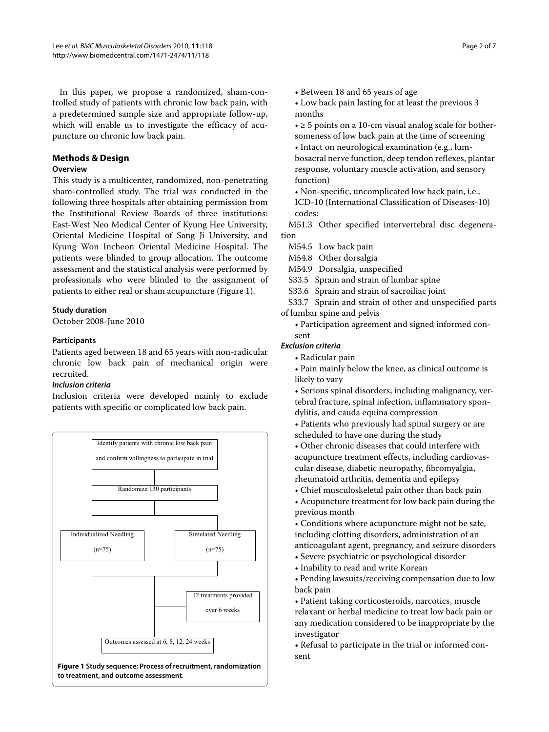In this paper, we propose a randomized, sham-controlled study of patients with chronic low back pain, with a predetermined sample size and appropriate follow-up, which will enable us to investigate the efficacy of acupuncture on chronic low back pain.

## Methods & Design

### Overview

This study is a multicenter, randomized, non-penetrating sham-controlled study. The trial was conducted in the following three hospitals after obtaining permission from the Institutional Review Boards of three institutions: East-West Neo Medical Center of Kyung Hee University, Oriental Medicine Hospital of Sang Ji University, and Kyung Won Incheon Oriental Medicine Hospital. The patients were blinded to group allocation. The outcome assessment and the statistical analysis were performed by professionals who were blinded to the assignment of patients to either real or sham acupuncture (Figure 1).

### Study duration

October 2008-June 2010

### Participants

Patients aged between 18 and 65 years with non-radicular chronic low back pain of mechanical origin were recruited.

#### *Inclusion criteria*

Inclusion criteria were developed mainly to exclude patients with specific or complicated low back pain.

Identify patients with chronic low back pain and confirm willingness to participate in trial

Randomize 130 participants

Individualized Needling (n=75)

Simulated Needling (n=75)

12 treatments provided over 6 weeks

Outcomes assessed at 6, 8, 12, 24 weeks

**Figure 1 Study sequence; Process of recruitment, randomization to treatment, and outcome assessment**.

- Between 18 and 65 years of age
- Low back pain lasting for at least the previous 3 months
- ≥ 5 points on a 10-cm visual analog scale for bothersomeness of low back pain at the time of screening
- Intact on neurological examination (e.g., lumbosacral nerve function, deep tendon reflexes, plantar response, voluntary muscle activation, and sensory function)
- Non-specific, uncomplicated low back pain, i.e., ICD-10 (International Classification of Diseases-10) codes:

M51.3 Other specified intervertebral disc degeneration

M54.5 Low back pain

M54.8 Other dorsalgia

M54.9 Dorsalgia, unspecified

S33.5 Sprain and strain of lumbar spine

S33.6 Sprain and strain of sacroiliac joint

S33.7 Sprain and strain of other and unspecified parts of lumbar spine and pelvis

- Participation agreement and signed informed consent

#### *Exclusion criteria*

- Radicular pain
- Pain mainly below the knee, as clinical outcome is likely to vary
- Serious spinal disorders, including malignancy, vertebral fracture, spinal infection, inflammatory spondylitis, and cauda equina compression
- Patients who previously had spinal surgery or are scheduled to have one during the study
- Other chronic diseases that could interfere with acupuncture treatment effects, including cardiovascular disease, diabetic neuropathy, fibromyalgia, rheumatoid arthritis, dementia and epilepsy
- Chief musculoskeletal pain other than back pain
- Acupuncture treatment for low back pain during the previous month
- Conditions where acupuncture might not be safe, including clotting disorders, administration of an anticoagulant agent, pregnancy, and seizure disorders
- Severe psychiatric or psychological disorder
- Inability to read and write Korean
- Pending lawsuits/receiving compensation due to low back pain
- Patient taking corticosteroids, narcotics, muscle relaxant or herbal medicine to treat low back pain or any medication considered to be inappropriate by the investigator
- Refusal to participate in the trial or informed consent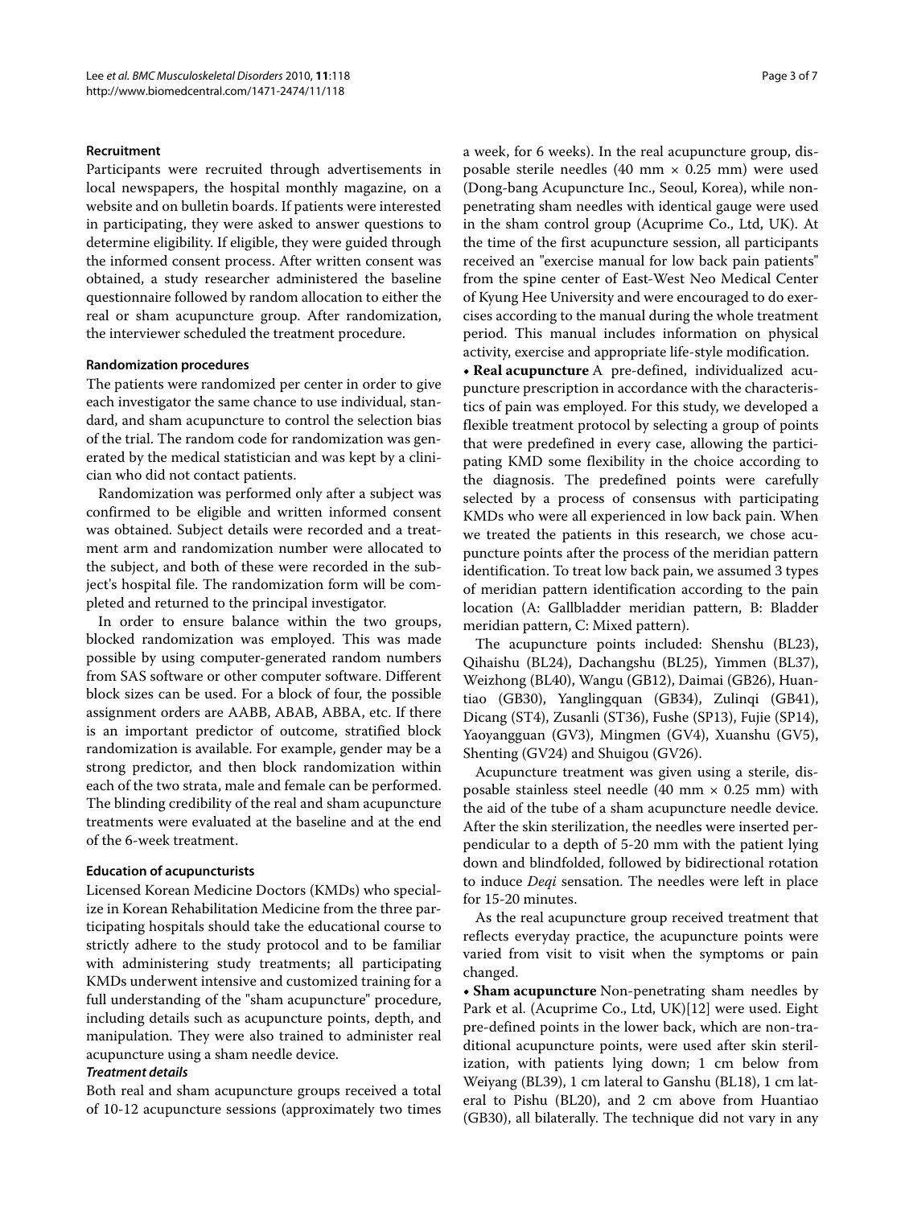### Recruitment

Participants were recruited through advertisements in local newspapers, the hospital monthly magazine, on a website and on bulletin boards. If patients were interested in participating, they were asked to answer questions to determine eligibility. If eligible, they were guided through the informed consent process. After written consent was obtained, a study researcher administered the baseline questionnaire followed by random allocation to either the real or sham acupuncture group. After randomization, the interviewer scheduled the treatment procedure.

### Randomization procedures

The patients were randomized per center in order to give each investigator the same chance to use individual, standard, and sham acupuncture to control the selection bias of the trial. The random code for randomization was generated by the medical statistician and was kept by a clinician who did not contact patients.

Randomization was performed only after a subject was confirmed to be eligible and written informed consent was obtained. Subject details were recorded and a treatment arm and randomization number were allocated to the subject, and both of these were recorded in the subject's hospital file. The randomization form will be completed and returned to the principal investigator.

In order to ensure balance within the two groups, blocked randomization was employed. This was made possible by using computer-generated random numbers from SAS software or other computer software. Different block sizes can be used. For a block of four, the possible assignment orders are AABB, ABAB, ABBA, etc. If there is an important predictor of outcome, stratified block randomization is available. For example, gender may be a strong predictor, and then block randomization within each of the two strata, male and female can be performed. The blinding credibility of the real and sham acupuncture treatments were evaluated at the baseline and at the end of the 6-week treatment.

### Education of acupuncturists

Licensed Korean Medicine Doctors (KMDs) who specialize in Korean Rehabilitation Medicine from the three participating hospitals should take the educational course to strictly adhere to the study protocol and to be familiar with administering study treatments; all participating KMDs underwent intensive and customized training for a full understanding of the "sham acupuncture" procedure, including details such as acupuncture points, depth, and manipulation. They were also trained to administer real acupuncture using a sham needle device.

#### *Treatment details*

Both real and sham acupuncture groups received a total of 10-12 acupuncture sessions (approximately two times a week, for 6 weeks). In the real acupuncture group, disposable sterile needles (40 mm × 0.25 mm) were used (Dong-bang Acupuncture Inc., Seoul, Korea), while non-penetrating sham needles with identical gauge were used in the sham control group (Acuprime Co., Ltd, UK). At the time of the first acupuncture session, all participants received an "exercise manual for low back pain patients" from the spine center of East-West Neo Medical Center of Kyung Hee University and were encouraged to do exercises according to the manual during the whole treatment period. This manual includes information on physical activity, exercise and appropriate life-style modification.

• **Real acupuncture** A pre-defined, individualized acupuncture prescription in accordance with the characteristics of pain was employed. For this study, we developed a flexible treatment protocol by selecting a group of points that were predefined in every case, allowing the participating KMD some flexibility in the choice according to the diagnosis. The predefined points were carefully selected by a process of consensus with participating KMDs who were all experienced in low back pain. When we treated the patients in this research, we chose acupuncture points after the process of the meridian pattern identification. To treat low back pain, we assumed 3 types of meridian pattern identification according to the pain location (A: Gallbladder meridian pattern, B: Bladder meridian pattern, C: Mixed pattern).

The acupuncture points included: Shenshu (BL23), Qihaishu (BL24), Dachangshu (BL25), Yimmen (BL37), Weizhong (BL40), Wangu (GB12), Daimai (GB26), Huantiao (GB30), Yanglingquan (GB34), Zulinqi (GB41), Dicang (ST4), Zusanli (ST36), Fushe (SP13), Fujie (SP14), Yaoyangguan (GV3), Mingmen (GV4), Xuanshu (GV5), Shenting (GV24) and Shuigou (GV26).

Acupuncture treatment was given using a sterile, disposable stainless steel needle (40 mm × 0.25 mm) with the aid of the tube of a sham acupuncture needle device. After the skin sterilization, the needles were inserted perpendicular to a depth of 5-20 mm with the patient lying down and blindfolded, followed by bidirectional rotation to induce *Deqi* sensation. The needles were left in place for 15-20 minutes.

As the real acupuncture group received treatment that reflects everyday practice, the acupuncture points were varied from visit to visit when the symptoms or pain changed.

• **Sham acupuncture** Non-penetrating sham needles by Park et al. (Acuprime Co., Ltd, UK)[12] were used. Eight pre-defined points in the lower back, which are non-traditional acupuncture points, were used after skin sterilization, with patients lying down; 1 cm below from Weiyang (BL39), 1 cm lateral to Ganshu (BL18), 1 cm lateral to Pishu (BL20), and 2 cm above from Huantiao (GB30), all bilaterally. The technique did not vary in any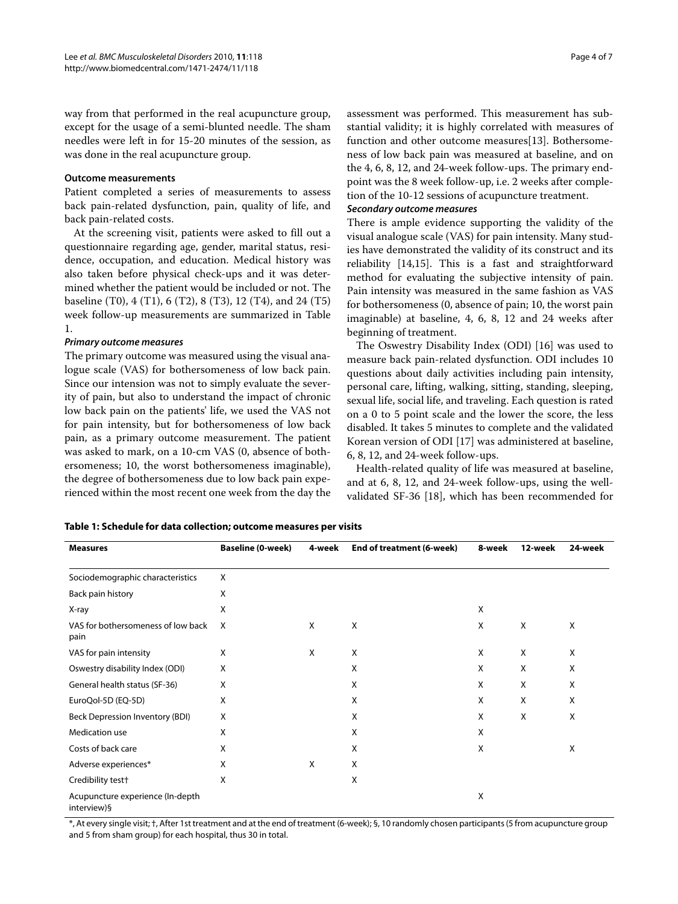way from that performed in the real acupuncture group, except for the usage of a semi-blunted needle. The sham needles were left in for 15-20 minutes of the session, as was done in the real acupuncture group.

#### Outcome measurements

Patient completed a series of measurements to assess back pain-related dysfunction, pain, quality of life, and back pain-related costs.

At the screening visit, patients were asked to fill out a questionnaire regarding age, gender, marital status, residence, occupation, and education. Medical history was also taken before physical check-ups and it was determined whether the patient would be included or not. The baseline (T0), 4 (T1), 6 (T2), 8 (T3), 12 (T4), and 24 (T5) week follow-up measurements are summarized in Table 1.

##### *Primary outcome measures*

The primary outcome was measured using the visual analogue scale (VAS) for bothersomeness of low back pain. Since our intension was not to simply evaluate the severity of pain, but also to understand the impact of chronic low back pain on the patients' life, we used the VAS not for pain intensity, but for bothersomeness of low back pain, as a primary outcome measurement. The patient was asked to mark, on a 10-cm VAS (0, absence of bothersomeness; 10, the worst bothersomeness imaginable), the degree of bothersomeness due to low back pain experienced within the most recent one week from the day the assessment was performed. This measurement has substantial validity; it is highly correlated with measures of function and other outcome measures[13]. Bothersomeness of low back pain was measured at baseline, and on the 4, 6, 8, 12, and 24-week follow-ups. The primary endpoint was the 8 week follow-up, i.e. 2 weeks after completion of the 10-12 sessions of acupuncture treatment.

##### *Secondary outcome measures*

There is ample evidence supporting the validity of the visual analogue scale (VAS) for pain intensity. Many studies have demonstrated the validity of its construct and its reliability [14,15]. This is a fast and straightforward method for evaluating the subjective intensity of pain. Pain intensity was measured in the same fashion as VAS for bothersomeness (0, absence of pain; 10, the worst pain imaginable) at baseline, 4, 6, 8, 12 and 24 weeks after beginning of treatment.

The Oswestry Disability Index (ODI) [16] was used to measure back pain-related dysfunction. ODI includes 10 questions about daily activities including pain intensity, personal care, lifting, walking, sitting, standing, sleeping, sexual life, social life, and traveling. Each question is rated on a 0 to 5 point scale and the lower the score, the less disabled. It takes 5 minutes to complete and the validated Korean version of ODI [17] was administered at baseline, 6, 8, 12, and 24-week follow-ups.

Health-related quality of life was measured at baseline, and at 6, 8, 12, and 24-week follow-ups, using the well-validated SF-36 [18], which has been recommended for

**Table 1: Schedule for data collection; outcome measures per visits**

| Measures | Baseline (0-week) | 4-week | End of treatment (6-week) | 8-week | 12-week | 24-week |
|---|---|---|---|---|---|---|
| Sociodemographic characteristics | X | | | | | |
| Back pain history | X | | | | | |
| X-ray | X | | | X | | |
| VAS for bothersomeness of low back pain | X | X | X | X | X | X |
| VAS for pain intensity | X | X | X | X | X | X |
| Oswestry disability Index (ODI) | X | | X | X | X | X |
| General health status (SF-36) | X | | X | X | X | X |
| EuroQol-5D (EQ-5D) | X | | X | X | X | X |
| Beck Depression Inventory (BDI) | X | | X | X | X | X |
| Medication use | X | | X | X | | |
| Costs of back care | X | | X | X | | X |
| Adverse experiences* | X | X | X | | | |
| Credibility test† | X | | X | | | |
| Acupuncture experience (In-depth interview)§ | | | | X | | |

*, At every single visit; †, After 1st treatment and at the end of treatment (6-week); §, 10 randomly chosen participants (5 from acupuncture group and 5 from sham group) for each hospital, thus 30 in total.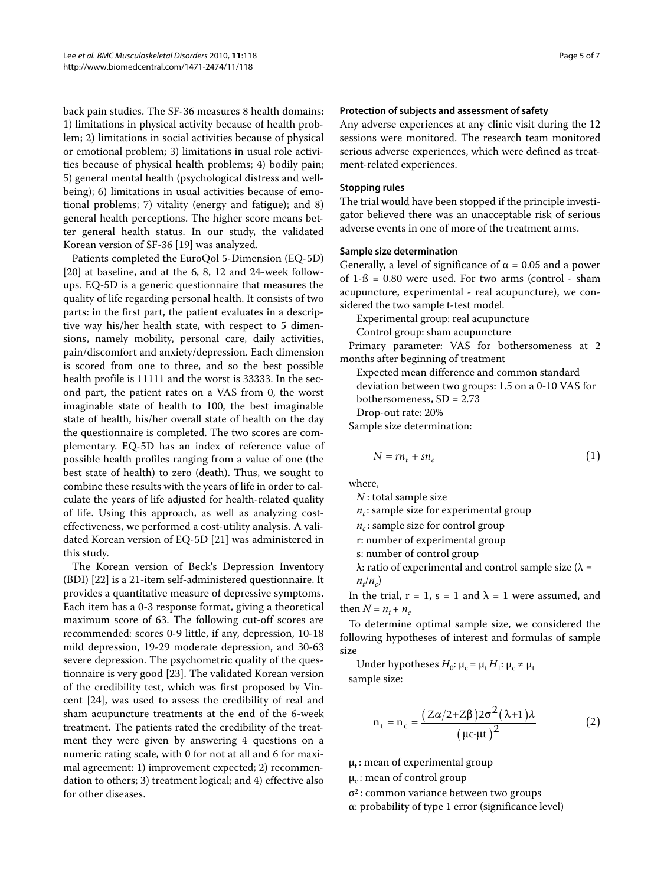back pain studies. The SF-36 measures 8 health domains: 1) limitations in physical activity because of health problem; 2) limitations in social activities because of physical or emotional problem; 3) limitations in usual role activities because of physical health problems; 4) bodily pain; 5) general mental health (psychological distress and well-being); 6) limitations in usual activities because of emotional problems; 7) vitality (energy and fatigue); and 8) general health perceptions. The higher score means better general health status. In our study, the validated Korean version of SF-36 [19] was analyzed.

Patients completed the EuroQol 5-Dimension (EQ-5D) [20] at baseline, and at the 6, 8, 12 and 24-week follow-ups. EQ-5D is a generic questionnaire that measures the quality of life regarding personal health. It consists of two parts: in the first part, the patient evaluates in a descriptive way his/her health state, with respect to 5 dimensions, namely mobility, personal care, daily activities, pain/discomfort and anxiety/depression. Each dimension is scored from one to three, and so the best possible health profile is 11111 and the worst is 33333. In the second part, the patient rates on a VAS from 0, the worst imaginable state of health to 100, the best imaginable state of health, his/her overall state of health on the day the questionnaire is completed. The two scores are complementary. EQ-5D has an index of reference value of possible health profiles ranging from a value of one (the best state of health) to zero (death). Thus, we sought to combine these results with the years of life in order to calculate the years of life adjusted for health-related quality of life. Using this approach, as well as analyzing cost-effectiveness, we performed a cost-utility analysis. A validated Korean version of EQ-5D [21] was administered in this study.

The Korean version of Beck's Depression Inventory (BDI) [22] is a 21-item self-administered questionnaire. It provides a quantitative measure of depressive symptoms. Each item has a 0-3 response format, giving a theoretical maximum score of 63. The following cut-off scores are recommended: scores 0-9 little, if any, depression, 10-18 mild depression, 19-29 moderate depression, and 30-63 severe depression. The psychometric quality of the questionnaire is very good [23]. The validated Korean version of the credibility test, which was first proposed by Vincent [24], was used to assess the credibility of real and sham acupuncture treatments at the end of the 6-week treatment. The patients rated the credibility of the treatment they were given by answering 4 questions on a numeric rating scale, with 0 for not at all and 6 for maximal agreement: 1) improvement expected; 2) recommendation to others; 3) treatment logical; and 4) effective also for other diseases.

#### Protection of subjects and assessment of safety

Any adverse experiences at any clinic visit during the 12 sessions were monitored. The research team monitored serious adverse experiences, which were defined as treatment-related experiences.

#### Stopping rules

The trial would have been stopped if the principle investigator believed there was an unacceptable risk of serious adverse events in one of more of the treatment arms.

#### Sample size determination

Generally, a level of significance of $\alpha = 0.05$ and a power of $1\text{-}\beta = 0.80$ were used. For two arms (control - sham acupuncture, experimental - real acupuncture), we considered the two sample t-test model.

Experimental group: real acupuncture

Control group: sham acupuncture

Primary parameter: VAS for bothersomeness at 2 months after beginning of treatment

Expected mean difference and common standard deviation between two groups: 1.5 on a 0-10 VAS for bothersomeness, SD = 2.73

Drop-out rate: 20%

Sample size determination:

$$N = rn_t + sn_c \tag{1}$$

where,

$N$ : total sample size

$n_t$ : sample size for experimental group

$n_c$ : sample size for control group

r: number of experimental group

s: number of control group

$\lambda$: ratio of experimental and control sample size ($\lambda = n_t/n_c$)

In the trial, r = 1, s = 1 and $\lambda = 1$ were assumed, and then $N = n_t + n_c$

To determine optimal sample size, we considered the following hypotheses of interest and formulas of sample size

Under hypotheses $H_0$: $\mu_c = \mu_t$ $H_1$: $\mu_c \neq \mu_t$

sample size:

$$n_t = n_c = \frac{(Z\alpha/2 + Z\beta)2\sigma^2(\lambda+1)\lambda}{(\mu c - \mu t)^2} \tag{2}$$

$\mu_t$ : mean of experimental group

$\mu_c$ : mean of control group

$\sigma^2$ : common variance between two groups

$\alpha$: probability of type 1 error (significance level)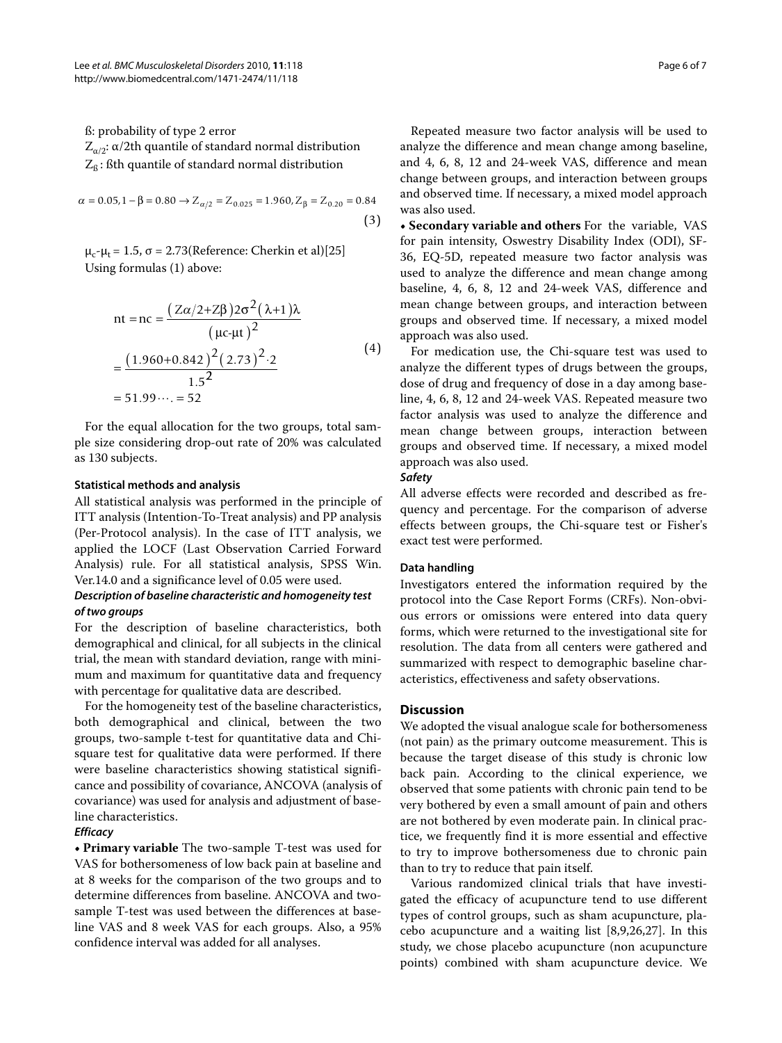ß: probability of type 2 error

$Z_{\alpha/2}$: α/2th quantile of standard normal distribution

$Z_{ß}$: ßth quantile of standard normal distribution

$$\alpha = 0.05, 1-\beta = 0.80 \rightarrow Z_{\alpha/2} = Z_{0.025} = 1.960, Z_{\beta} = Z_{0.20} = 0.84 \quad (3)$$

$\mu_c$-$\mu_t$ = 1.5, σ = 2.73(Reference: Cherkin et al)[25]

Using formulas (1) above:

$$\begin{aligned} \text{nt} = \text{nc} &= \frac{(Z\alpha/2+Z\beta)2\sigma^2(\lambda+1)\lambda}{(\mu\text{c-}\mu\text{t})^2} \\ &= \frac{(1.960+0.842)^2(2.73)^2\cdot 2}{1.5^2} \\ &= 51.99\cdots. = 52 \end{aligned} \quad (4)$$

For the equal allocation for the two groups, total sample size considering drop-out rate of 20% was calculated as 130 subjects.

#### Statistical methods and analysis

All statistical analysis was performed in the principle of ITT analysis (Intention-To-Treat analysis) and PP analysis (Per-Protocol analysis). In the case of ITT analysis, we applied the LOCF (Last Observation Carried Forward Analysis) rule. For all statistical analysis, SPSS Win. Ver.14.0 and a significance level of 0.05 were used.

##### *Description of baseline characteristic and homogeneity test of two groups*

For the description of baseline characteristics, both demographical and clinical, for all subjects in the clinical trial, the mean with standard deviation, range with minimum and maximum for quantitative data and frequency with percentage for qualitative data are described.

For the homogeneity test of the baseline characteristics, both demographical and clinical, between the two groups, two-sample t-test for quantitative data and Chi-square test for qualitative data were performed. If there were baseline characteristics showing statistical significance and possibility of covariance, ANCOVA (analysis of covariance) was used for analysis and adjustment of baseline characteristics.

##### *Efficacy*

• **Primary variable** The two-sample T-test was used for VAS for bothersomeness of low back pain at baseline and at 8 weeks for the comparison of the two groups and to determine differences from baseline. ANCOVA and two-sample T-test was used between the differences at baseline VAS and 8 week VAS for each groups. Also, a 95% confidence interval was added for all analyses.

Repeated measure two factor analysis will be used to analyze the difference and mean change among baseline, and 4, 6, 8, 12 and 24-week VAS, difference and mean change between groups, and interaction between groups and observed time. If necessary, a mixed model approach was also used.

• **Secondary variable and others** For the variable, VAS for pain intensity, Oswestry Disability Index (ODI), SF-36, EQ-5D, repeated measure two factor analysis was used to analyze the difference and mean change among baseline, 4, 6, 8, 12 and 24-week VAS, difference and mean change between groups, and interaction between groups and observed time. If necessary, a mixed model approach was also used.

For medication use, the Chi-square test was used to analyze the different types of drugs between the groups, dose of drug and frequency of dose in a day among baseline, 4, 6, 8, 12 and 24-week VAS. Repeated measure two factor analysis was used to analyze the difference and mean change between groups, interaction between groups and observed time. If necessary, a mixed model approach was also used.

##### *Safety*

All adverse effects were recorded and described as frequency and percentage. For the comparison of adverse effects between groups, the Chi-square test or Fisher's exact test were performed.

#### Data handling

Investigators entered the information required by the protocol into the Case Report Forms (CRFs). Non-obvious errors or omissions were entered into data query forms, which were returned to the investigational site for resolution. The data from all centers were gathered and summarized with respect to demographic baseline characteristics, effectiveness and safety observations.

## Discussion

We adopted the visual analogue scale for bothersomeness (not pain) as the primary outcome measurement. This is because the target disease of this study is chronic low back pain. According to the clinical experience, we observed that some patients with chronic pain tend to be very bothered by even a small amount of pain and others are not bothered by even moderate pain. In clinical practice, we frequently find it is more essential and effective to try to improve bothersomeness due to chronic pain than to try to reduce that pain itself.

Various randomized clinical trials that have investigated the efficacy of acupuncture tend to use different types of control groups, such as sham acupuncture, placebo acupuncture and a waiting list [8,9,26,27]. In this study, we chose placebo acupuncture (non acupuncture points) combined with sham acupuncture device. We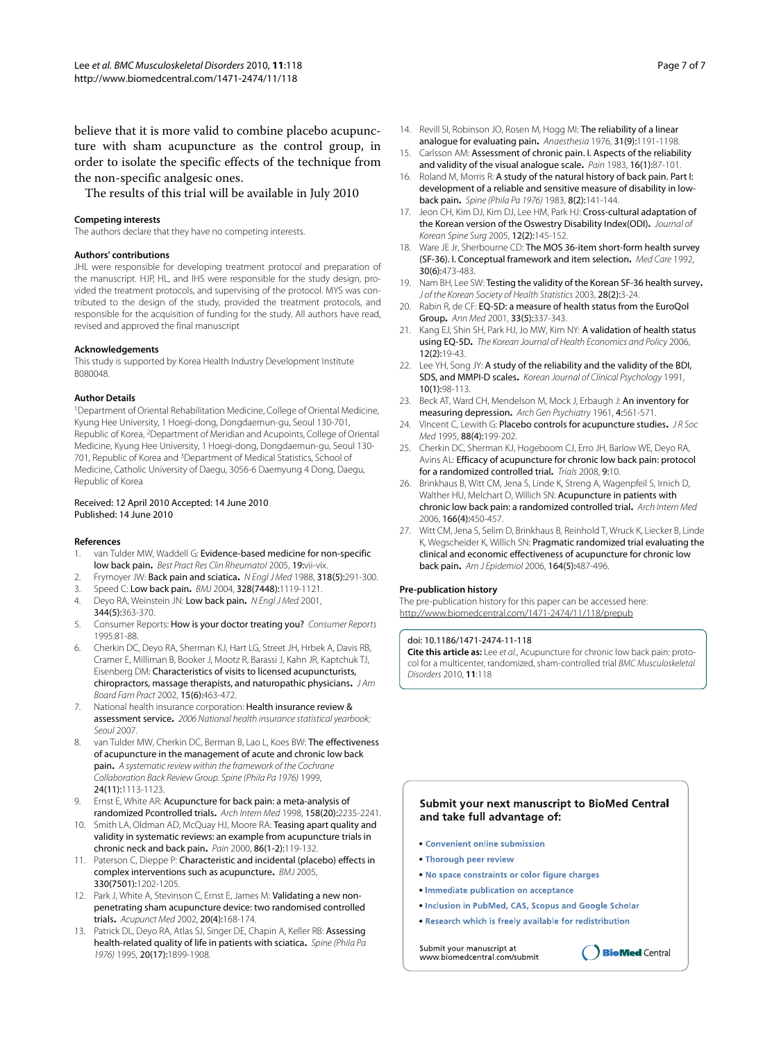believe that it is more valid to combine placebo acupuncture with sham acupuncture as the control group, in order to isolate the specific effects of the technique from the non-specific analgesic ones.

The results of this trial will be available in July 2010

### Competing interests

The authors declare that they have no competing interests.

### Authors' contributions

JHL were responsible for developing treatment protocol and preparation of the manuscript. HJP, HL, and IHS were responsible for the study design, provided the treatment protocols, and supervising of the protocol. MYS was contributed to the design of the study, provided the treatment protocols, and responsible for the acquisition of funding for the study. All authors have read, revised and approved the final manuscript

### Acknowledgements

This study is supported by Korea Health Industry Development Institute B080048.

### Author Details

[1]Department of Oriental Rehabilitation Medicine, College of Oriental Medicine, Kyung Hee University, 1 Hoegi-dong, Dongdaemun-gu, Seoul 130-701, Republic of Korea, [2]Department of Meridian and Acupoints, College of Oriental Medicine, Kyung Hee University, 1 Hoegi-dong, Dongdaemun-gu, Seoul 130-701, Republic of Korea and [3]Department of Medical Statistics, School of Medicine, Catholic University of Daegu, 3056-6 Daemyung 4 Dong, Daegu, Republic of Korea

Received: 12 April 2010 Accepted: 14 June 2010
Published: 14 June 2010

### References

1. van Tulder MW, Waddell G: **Evidence-based medicine for non-specific low back pain.** *Best Pract Res Clin Rheumatol* 2005, **19:**vii-vix.
2. Frymoyer JW: **Back pain and sciatica.** *N Engl J Med* 1988, **318(5):**291-300.
3. Speed C: **Low back pain.** *BMJ* 2004, **328(7448):**1119-1121.
4. Deyo RA, Weinstein JN: **Low back pain.** *N Engl J Med* 2001, **344(5):**363-370.
5. Consumer Reports: **How is your doctor treating you?** *Consumer Reports* 1995:81-88.
6. Cherkin DC, Deyo RA, Sherman KJ, Hart LG, Street JH, Hrbek A, Davis RB, Cramer E, Milliman B, Booker J, Mootz R, Barassi J, Kahn JR, Kaptchuk TJ, Eisenberg DM: **Characteristics of visits to licensed acupuncturists, chiropractors, massage therapists, and naturopathic physicians.** *J Am Board Fam Pract* 2002, **15(6):**463-472.
7. National health insurance corporation: **Health insurance review & assessment service.** *2006 National health insurance statistical yearbook; Seoul* 2007.
8. van Tulder MW, Cherkin DC, Berman B, Lao L, Koes BW: **The effectiveness of acupuncture in the management of acute and chronic low back pain.** *A systematic review within the framework of the Cochrane Collaboration Back Review Group. Spine (Phila Pa 1976)* 1999, **24(11):**1113-1123.
9. Ernst E, White AR: **Acupuncture for back pain: a meta-analysis of randomized Pcontrolled trials.** *Arch Intern Med* 1998, **158(20):**2235-2241.
10. Smith LA, Oldman AD, McQuay HJ, Moore RA: **Teasing apart quality and validity in systematic reviews: an example from acupuncture trials in chronic neck and back pain.** *Pain* 2000, **86(1-2):**119-132.
11. Paterson C, Dieppe P: **Characteristic and incidental (placebo) effects in complex interventions such as acupuncture.** *BMJ* 2005, **330(7501):**1202-1205.
12. Park J, White A, Stevinson C, Ernst E, James M: **Validating a new non-penetrating sham acupuncture device: two randomised controlled trials.** *Acupunct Med* 2002, **20(4):**168-174.
13. Patrick DL, Deyo RA, Atlas SJ, Singer DE, Chapin A, Keller RB: **Assessing health-related quality of life in patients with sciatica.** *Spine (Phila Pa 1976)* 1995, **20(17):**1899-1908.
14. Revill SI, Robinson JO, Rosen M, Hogg MI: **The reliability of a linear analogue for evaluating pain.** *Anaesthesia* 1976, **31(9):**1191-1198.
15. Carlsson AM: **Assessment of chronic pain. I. Aspects of the reliability and validity of the visual analogue scale.** *Pain* 1983, **16(1):**87-101.
16. Roland M, Morris R: **A study of the natural history of back pain. Part I: development of a reliable and sensitive measure of disability in low-back pain.** *Spine (Phila Pa 1976)* 1983, **8(2):**141-144.
17. Jeon CH, Kim DJ, Kim DJ, Lee HM, Park HJ: **Cross-cultural adaptation of the Korean version of the Oswestry Disability Index(ODI).** *Journal of Korean Spine Surg* 2005, **12(2):**145-152.
18. Ware JE Jr, Sherbourne CD: **The MOS 36-item short-form health survey (SF-36). I. Conceptual framework and item selection.** *Med Care* 1992, **30(6):**473-483.
19. Nam BH, Lee SW: **Testing the validity of the Korean SF-36 health survey.** *J of the Korean Society of Health Statistics* 2003, **28(2):**3-24.
20. Rabin R, de CF: **EQ-5D: a measure of health status from the EuroQol Group.** *Ann Med* 2001, **33(5):**337-343.
21. Kang EJ, Shin SH, Park HJ, Jo MW, Kim NY: **A validation of health status using EQ-5D.** *The Korean Journal of Health Economics and Policy* 2006, **12(2):**19-43.
22. Lee YH, Song JY: **A study of the reliability and the validity of the BDI, SDS, and MMPI-D scales.** *Korean Journal of Clinical Psychology* 1991, **10(1):**98-113.
23. Beck AT, Ward CH, Mendelson M, Mock J, Erbaugh J: **An inventory for measuring depression.** *Arch Gen Psychiatry* 1961, **4:**561-571.
24. Vincent C, Lewith G: **Placebo controls for acupuncture studies.** *J R Soc Med* 1995, **88(4):**199-202.
25. Cherkin DC, Sherman KJ, Hogeboom CJ, Erro JH, Barlow WE, Deyo RA, Avins AL: **Efficacy of acupuncture for chronic low back pain: protocol for a randomized controlled trial.** *Trials* 2008, **9:**10.
26. Brinkhaus B, Witt CM, Jena S, Linde K, Streng A, Wagenpfeil S, Irnich D, Walther HU, Melchart D, Willich SN: **Acupuncture in patients with chronic low back pain: a randomized controlled trial.** *Arch Intern Med* 2006, **166(4):**450-457.
27. Witt CM, Jena S, Selim D, Brinkhaus B, Reinhold T, Wruck K, Liecker B, Linde K, Wegscheider K, Willich SN: **Pragmatic randomized trial evaluating the clinical and economic effectiveness of acupuncture for chronic low back pain.** *Am J Epidemiol* 2006, **164(5):**487-496.

### Pre-publication history

The pre-publication history for this paper can be accessed here:
http://www.biomedcentral.com/1471-2474/11/118/prepub

doi: 10.1186/1471-2474-11-118
**Cite this article as:** Lee *et al.*, Acupuncture for chronic low back pain: protocol for a multicenter, randomized, sham-controlled trial *BMC Musculoskeletal Disorders* 2010, **11**:118

**Submit your next manuscript to BioMed Central and take full advantage of:**

- Convenient online submission
- Thorough peer review
- No space constraints or color figure charges
- Immediate publication on acceptance
- Inclusion in PubMed, CAS, Scopus and Google Scholar
- Research which is freely available for redistribution

Submit your manuscript at www.biomedcentral.com/submit

BioMed Central